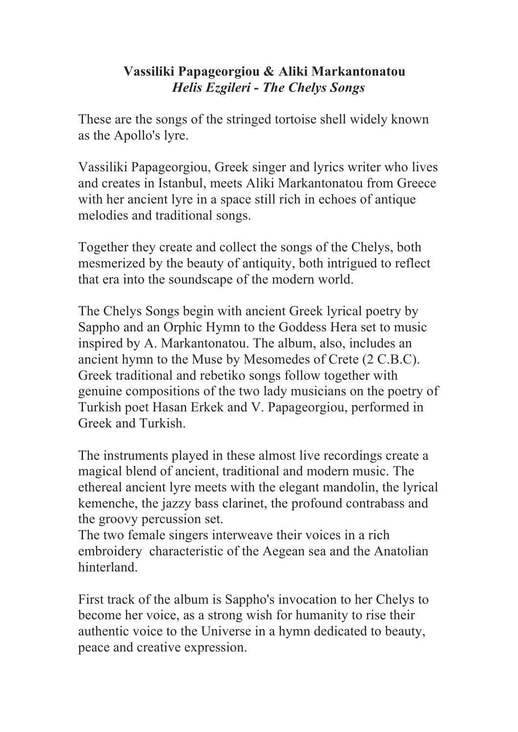**Vassiliki Papageorgiou & Aliki Markantonatou**
***Helis Ezgileri - The Chelys Songs***

These are the songs of the stringed tortoise shell widely known as the Apollo's lyre.

Vassiliki Papageorgiou, Greek singer and lyrics writer who lives and creates in Istanbul, meets Aliki Markantonatou from Greece with her ancient lyre in a space still rich in echoes of antique melodies and traditional songs.

Together they create and collect the songs of the Chelys, both mesmerized by the beauty of antiquity, both intrigued to reflect that era into the soundscape of the modern world.

The Chelys Songs begin with ancient Greek lyrical poetry by Sappho and an Orphic Hymn to the Goddess Hera set to music inspired by A. Markantonatou. The album, also, includes an ancient hymn to the Muse by Mesomedes of Crete (2 C.B.C). Greek traditional and rebetiko songs follow together with genuine compositions of the two lady musicians on the poetry of Turkish poet Hasan Erkek and V. Papageorgiou, performed in Greek and Turkish.

The instruments played in these almost live recordings create a magical blend of ancient, traditional and modern music. The ethereal ancient lyre meets with the elegant mandolin, the lyrical kemenche, the jazzy bass clarinet, the profound contrabass and the groovy percussion set.
The two female singers interweave their voices in a rich embroidery characteristic of the Aegean sea and the Anatolian hinterland.

First track of the album is Sappho's invocation to her Chelys to become her voice, as a strong wish for humanity to rise their authentic voice to the Universe in a hymn dedicated to beauty, peace and creative expression.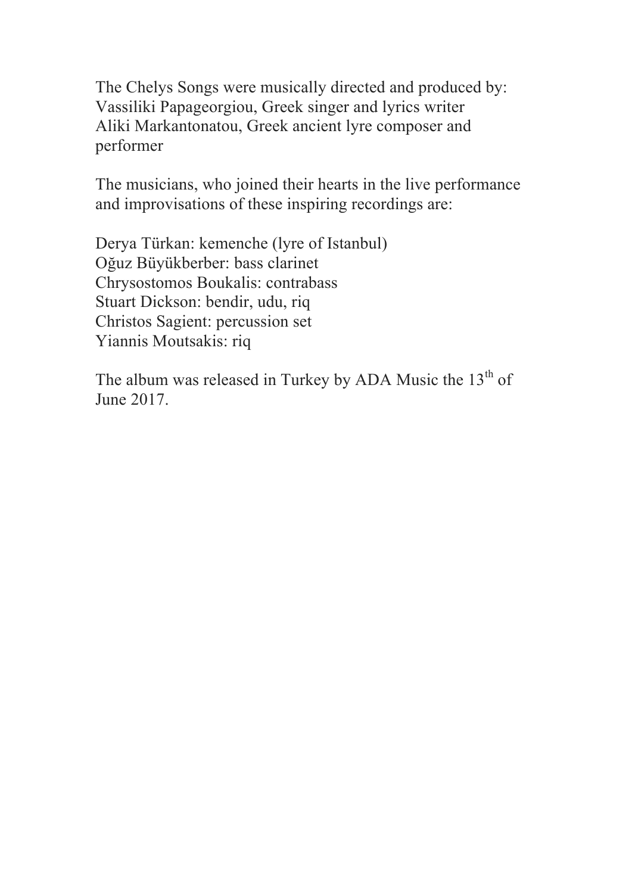The Chelys Songs were musically directed and produced by:
Vassiliki Papageorgiou, Greek singer and lyrics writer
Aliki Markantonatou, Greek ancient lyre composer and performer

The musicians, who joined their hearts in the live performance and improvisations of these inspiring recordings are:

Derya Türkan: kemenche (lyre of Istanbul)
Oğuz Büyükberber: bass clarinet
Chrysostomos Boukalis: contrabass
Stuart Dickson: bendir, udu, riq
Christos Sagient: percussion set
Yiannis Moutsakis: riq

The album was released in Turkey by ADA Music the 13th of June 2017.